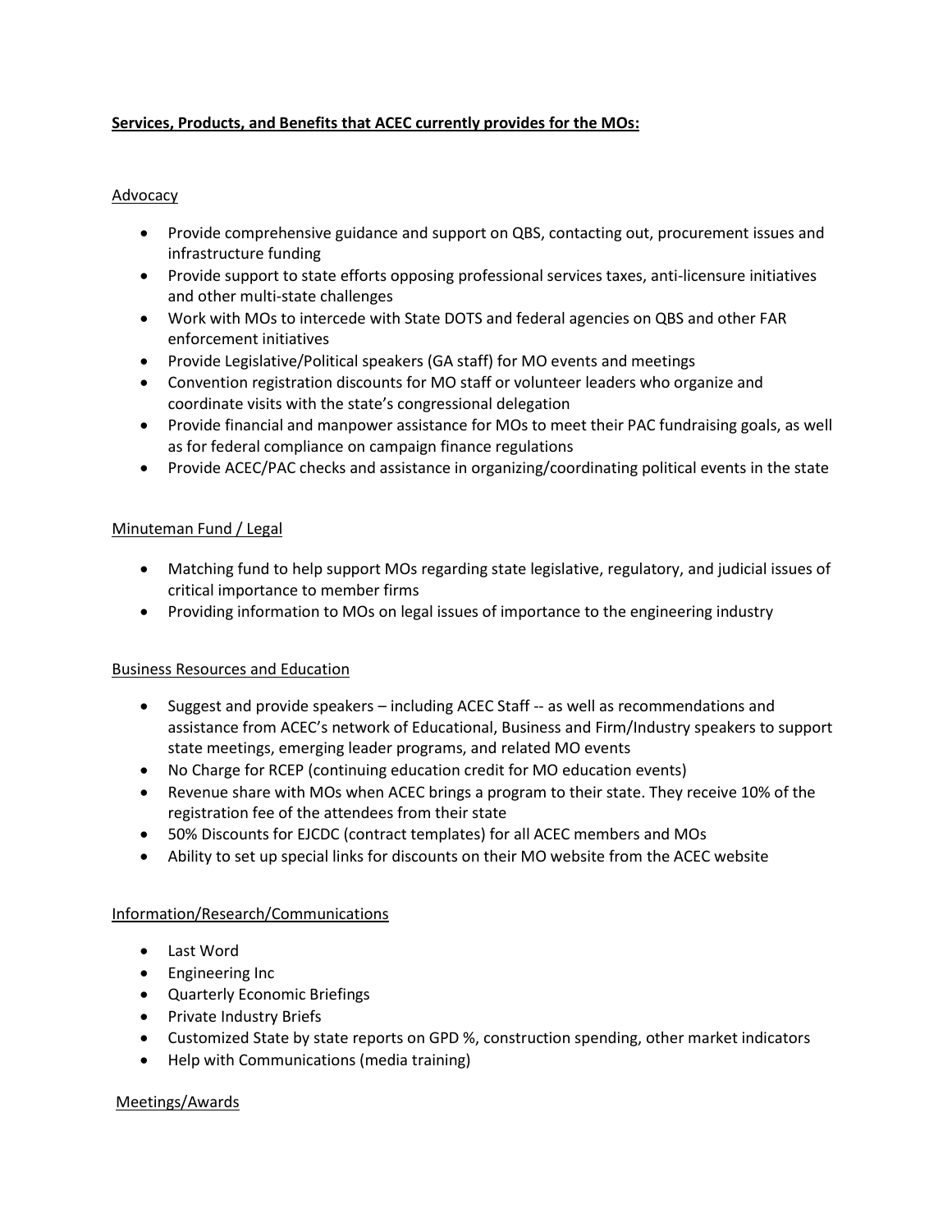**Services, Products, and Benefits that ACEC currently provides for the MOs:**

Advocacy

- Provide comprehensive guidance and support on QBS, contacting out, procurement issues and infrastructure funding
- Provide support to state efforts opposing professional services taxes, anti-licensure initiatives and other multi-state challenges
- Work with MOs to intercede with State DOTS and federal agencies on QBS and other FAR enforcement initiatives
- Provide Legislative/Political speakers (GA staff) for MO events and meetings
- Convention registration discounts for MO staff or volunteer leaders who organize and coordinate visits with the state's congressional delegation
- Provide financial and manpower assistance for MOs to meet their PAC fundraising goals, as well as for federal compliance on campaign finance regulations
- Provide ACEC/PAC checks and assistance in organizing/coordinating political events in the state

Minuteman Fund / Legal

- Matching fund to help support MOs regarding state legislative, regulatory, and judicial issues of critical importance to member firms
- Providing information to MOs on legal issues of importance to the engineering industry

Business Resources and Education

- Suggest and provide speakers – including ACEC Staff -- as well as recommendations and assistance from ACEC's network of Educational, Business and Firm/Industry speakers to support state meetings, emerging leader programs, and related MO events
- No Charge for RCEP (continuing education credit for MO education events)
- Revenue share with MOs when ACEC brings a program to their state. They receive 10% of the registration fee of the attendees from their state
- 50% Discounts for EJCDC (contract templates) for all ACEC members and MOs
- Ability to set up special links for discounts on their MO website from the ACEC website

Information/Research/Communications

- Last Word
- Engineering Inc
- Quarterly Economic Briefings
- Private Industry Briefs
- Customized State by state reports on GPD %, construction spending, other market indicators
- Help with Communications (media training)

Meetings/Awards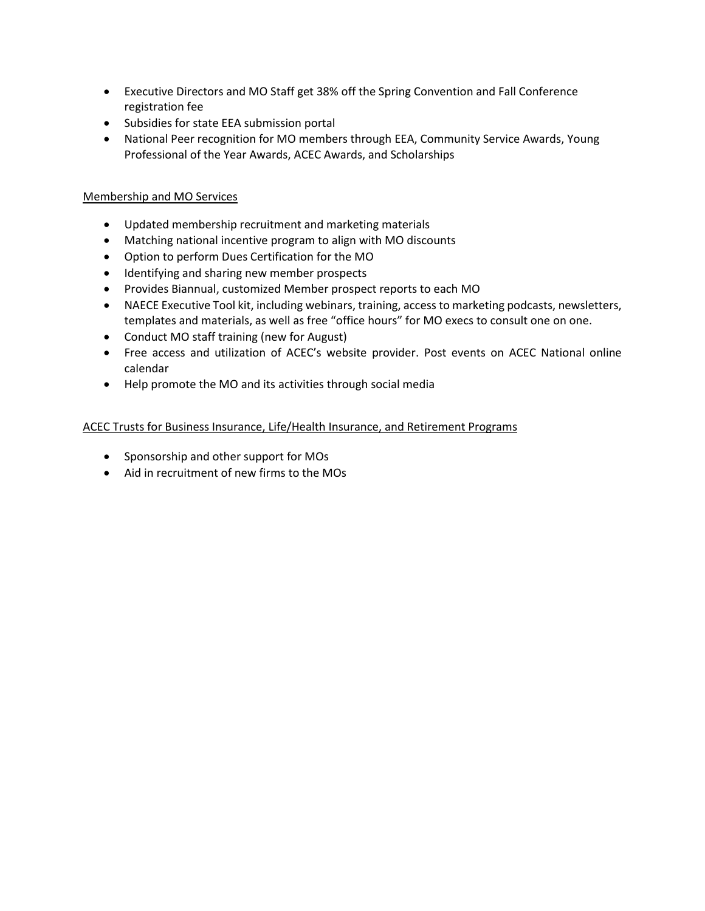- Executive Directors and MO Staff get 38% off the Spring Convention and Fall Conference registration fee
- Subsidies for state EEA submission portal
- National Peer recognition for MO members through EEA, Community Service Awards, Young Professional of the Year Awards, ACEC Awards, and Scholarships

<u>Membership and MO Services</u>

- Updated membership recruitment and marketing materials
- Matching national incentive program to align with MO discounts
- Option to perform Dues Certification for the MO
- Identifying and sharing new member prospects
- Provides Biannual, customized Member prospect reports to each MO
- NAECE Executive Tool kit, including webinars, training, access to marketing podcasts, newsletters, templates and materials, as well as free "office hours" for MO execs to consult one on one.
- Conduct MO staff training (new for August)
- Free access and utilization of ACEC's website provider. Post events on ACEC National online calendar
- Help promote the MO and its activities through social media

<u>ACEC Trusts for Business Insurance, Life/Health Insurance, and Retirement Programs</u>

- Sponsorship and other support for MOs
- Aid in recruitment of new firms to the MOs